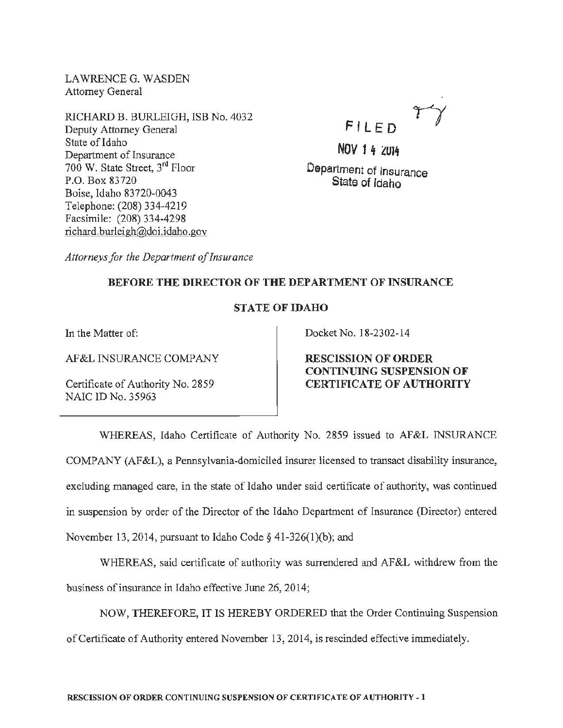LAWRENCE G. WASDEN
Attorney General

RICHARD B. BURLEIGH, ISB No. 4032
Deputy Attorney General
State of Idaho
Department of Insurance
700 W. State Street, 3rd Floor
P.O. Box 83720
Boise, Idaho 83720-0043
Telephone: (208) 334-4219
Facsimile: (208) 334-4298
richard.burleigh@doi.idaho.gov

*Attorneys for the Department of Insurance*

FILED
NOV 14 2014
Department of Insurance
State of Idaho

**BEFORE THE DIRECTOR OF THE DEPARTMENT OF INSURANCE**

**STATE OF IDAHO**

In the Matter of:

AF&L INSURANCE COMPANY

Certificate of Authority No. 2859
NAIC ID No. 35963

Docket No. 18-2302-14

**RESCISSION OF ORDER CONTINUING SUSPENSION OF CERTIFICATE OF AUTHORITY**

WHEREAS, Idaho Certificate of Authority No. 2859 issued to AF&L INSURANCE COMPANY (AF&L), a Pennsylvania-domiciled insurer licensed to transact disability insurance, excluding managed care, in the state of Idaho under said certificate of authority, was continued in suspension by order of the Director of the Idaho Department of Insurance (Director) entered November 13, 2014, pursuant to Idaho Code § 41-326(1)(b); and

WHEREAS, said certificate of authority was surrendered and AF&L withdrew from the business of insurance in Idaho effective June 26, 2014;

NOW, THEREFORE, IT IS HEREBY ORDERED that the Order Continuing Suspension of Certificate of Authority entered November 13, 2014, is rescinded effective immediately.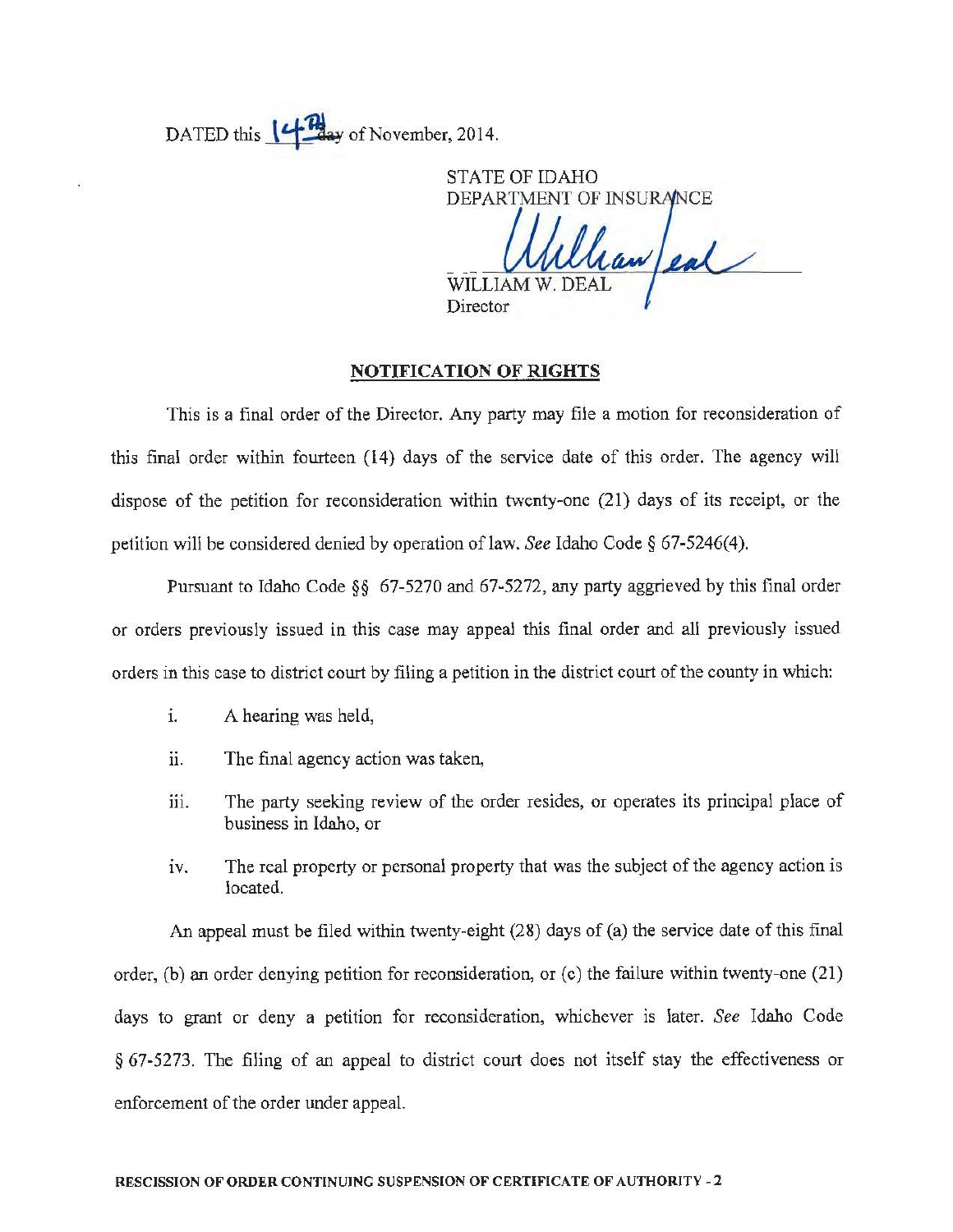DATED this 14th day of November, 2014.

STATE OF IDAHO
DEPARTMENT OF INSURANCE

WILLIAM W. DEAL
Director

**NOTIFICATION OF RIGHTS**

This is a final order of the Director. Any party may file a motion for reconsideration of this final order within fourteen (14) days of the service date of this order. The agency will dispose of the petition for reconsideration within twenty-one (21) days of its receipt, or the petition will be considered denied by operation of law. *See* Idaho Code § 67-5246(4).

Pursuant to Idaho Code §§ 67-5270 and 67-5272, any party aggrieved by this final order or orders previously issued in this case may appeal this final order and all previously issued orders in this case to district court by filing a petition in the district court of the county in which:

i. A hearing was held,

ii. The final agency action was taken,

iii. The party seeking review of the order resides, or operates its principal place of business in Idaho, or

iv. The real property or personal property that was the subject of the agency action is located.

An appeal must be filed within twenty-eight (28) days of (a) the service date of this final order, (b) an order denying petition for reconsideration, or (c) the failure within twenty-one (21) days to grant or deny a petition for reconsideration, whichever is later. *See* Idaho Code § 67-5273. The filing of an appeal to district court does not itself stay the effectiveness or enforcement of the order under appeal.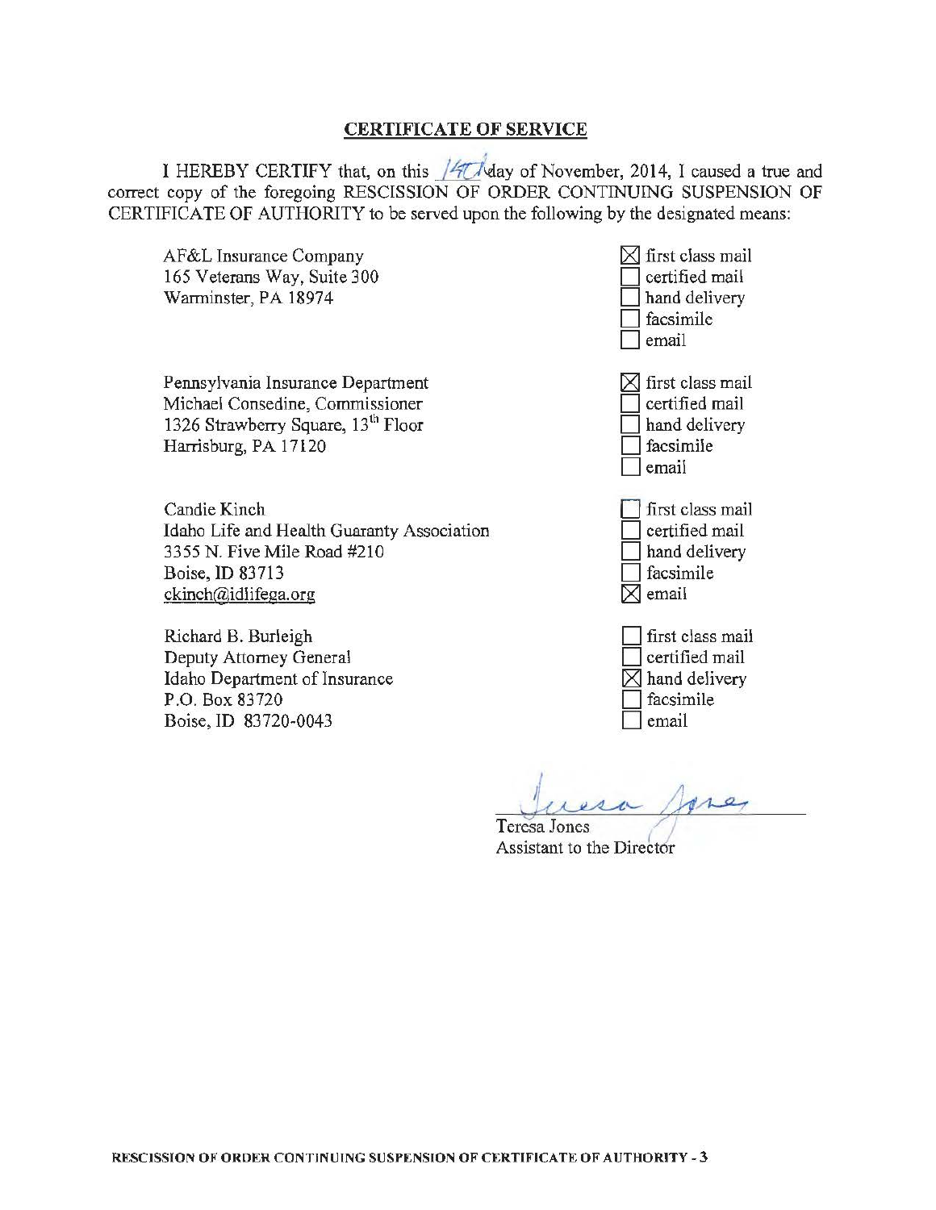**CERTIFICATE OF SERVICE**

I HEREBY CERTIFY that, on this 14th day of November, 2014, I caused a true and correct copy of the foregoing RESCISSION OF ORDER CONTINUING SUSPENSION OF CERTIFICATE OF AUTHORITY to be served upon the following by the designated means:

| | |
|---|---|
| AF&L Insurance Company<br>165 Veterans Way, Suite 300<br>Warminster, PA 18974 | ☒ first class mail<br>☐ certified mail<br>☐ hand delivery<br>☐ facsimile<br>☐ email |
| Pennsylvania Insurance Department<br>Michael Consedine, Commissioner<br>1326 Strawberry Square, 13th Floor<br>Harrisburg, PA 17120 | ☒ first class mail<br>☐ certified mail<br>☐ hand delivery<br>☐ facsimile<br>☐ email |
| Candie Kinch<br>Idaho Life and Health Guaranty Association<br>3355 N. Five Mile Road #210<br>Boise, ID 83713<br>ckinch@idlifega.org | ☐ first class mail<br>☐ certified mail<br>☐ hand delivery<br>☐ facsimile<br>☒ email |
| Richard B. Burleigh<br>Deputy Attorney General<br>Idaho Department of Insurance<br>P.O. Box 83720<br>Boise, ID 83720-0043 | ☐ first class mail<br>☐ certified mail<br>☒ hand delivery<br>☐ facsimile<br>☐ email |

Teresa Jones

Teresa Jones
Assistant to the Director